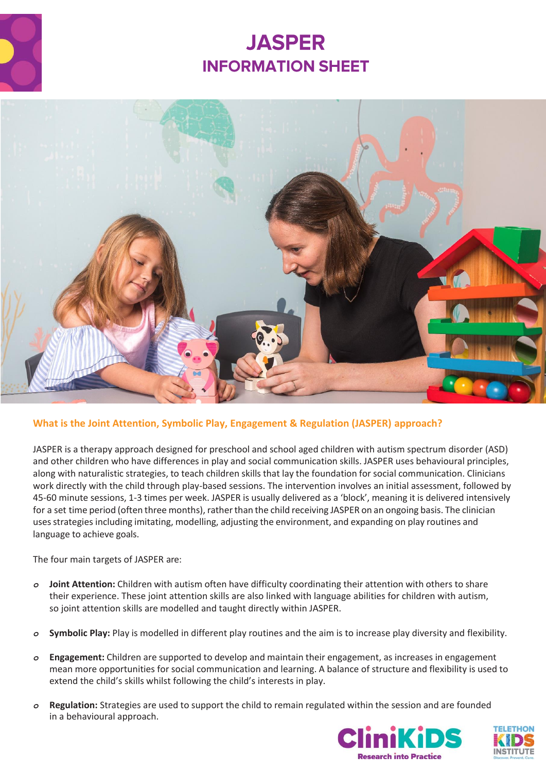# JASPER

## INFORMATION SHEET

### What is the Joint Attention, Symbolic Play, Engagement & Regulation (JASPER) approach?

JASPER is a therapy approach designed for preschool and school aged children with autism spectrum disorder (ASD) and other children who have differences in play and social communication skills. JASPER uses behavioural principles, along with naturalistic strategies, to teach children skills that lay the foundation for social communication. Clinicians work directly with the child through play-based sessions. The intervention involves an initial assessment, followed by 45-60 minute sessions, 1-3 times per week. JASPER is usually delivered as a 'block', meaning it is delivered intensively for a set time period (often three months), rather than the child receiving JASPER on an ongoing basis. The clinician uses strategies including imitating, modelling, adjusting the environment, and expanding on play routines and language to achieve goals.

The four main targets of JASPER are:

- **Joint Attention:** Children with autism often have difficulty coordinating their attention with others to share their experience. These joint attention skills are also linked with language abilities for children with autism, so joint attention skills are modelled and taught directly within JASPER.
- **Symbolic Play:** Play is modelled in different play routines and the aim is to increase play diversity and flexibility.
- **Engagement:** Children are supported to develop and maintain their engagement, as increases in engagement mean more opportunities for social communication and learning. A balance of structure and flexibility is used to extend the child's skills whilst following the child's interests in play.
- **Regulation:** Strategies are used to support the child to remain regulated within the session and are founded in a behavioural approach.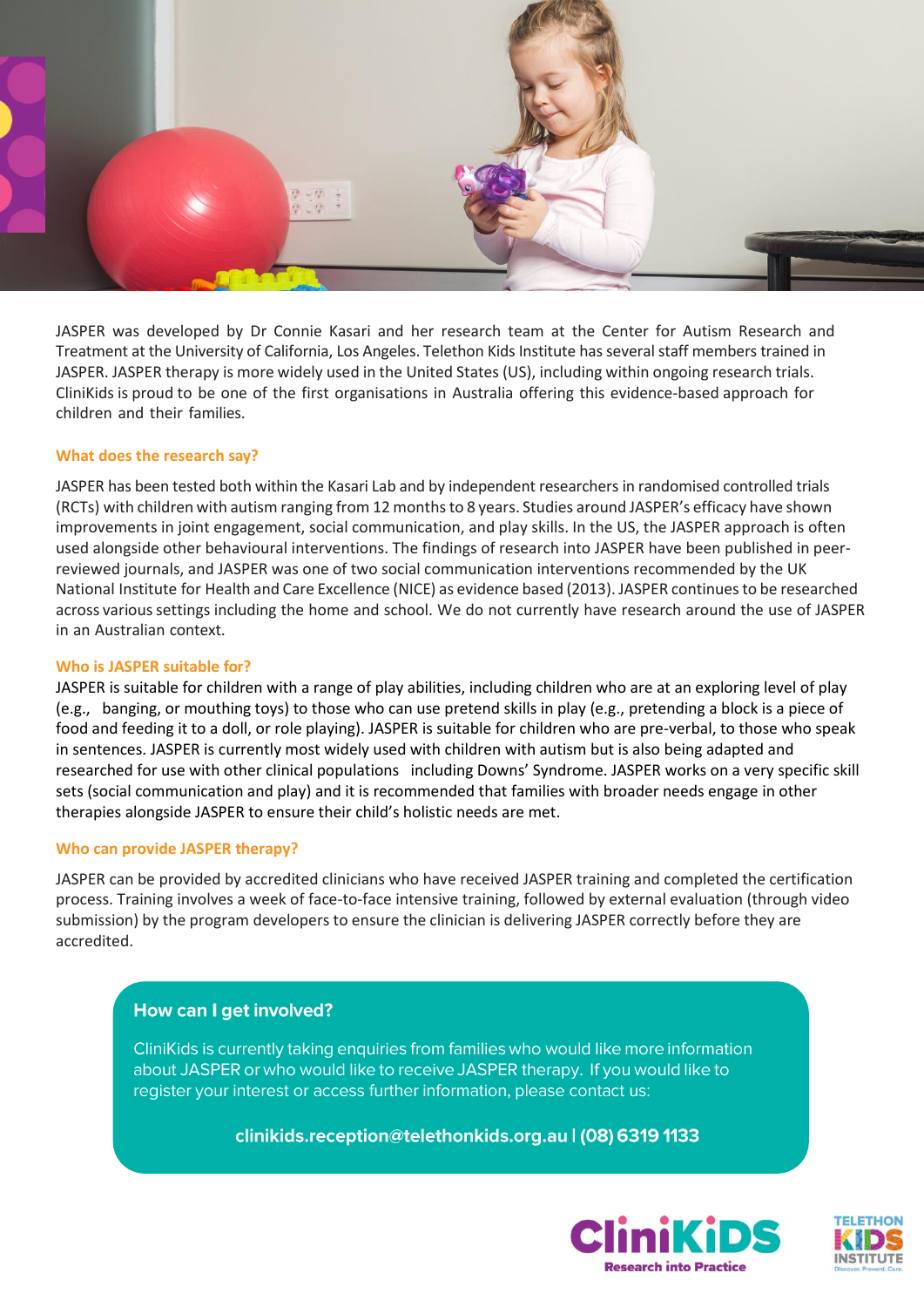JASPER was developed by Dr Connie Kasari and her research team at the Center for Autism Research and Treatment at the University of California, Los Angeles. Telethon Kids Institute has several staff members trained in JASPER. JASPER therapy is more widely used in the United States (US), including within ongoing research trials. CliniKids is proud to be one of the first organisations in Australia offering this evidence-based approach for children and their families.

### What does the research say?

JASPER has been tested both within the Kasari Lab and by independent researchers in randomised controlled trials (RCTs) with children with autism ranging from 12 months to 8 years. Studies around JASPER's efficacy have shown improvements in joint engagement, social communication, and play skills. In the US, the JASPER approach is often used alongside other behavioural interventions. The findings of research into JASPER have been published in peer-reviewed journals, and JASPER was one of two social communication interventions recommended by the UK National Institute for Health and Care Excellence (NICE) as evidence based (2013). JASPER continues to be researched across various settings including the home and school. We do not currently have research around the use of JASPER in an Australian context.

### Who is JASPER suitable for?

JASPER is suitable for children with a range of play abilities, including children who are at an exploring level of play (e.g., banging, or mouthing toys) to those who can use pretend skills in play (e.g., pretending a block is a piece of food and feeding it to a doll, or role playing). JASPER is suitable for children who are pre-verbal, to those who speak in sentences. JASPER is currently most widely used with children with autism but is also being adapted and researched for use with other clinical populations including Downs' Syndrome. JASPER works on a very specific skill sets (social communication and play) and it is recommended that families with broader needs engage in other therapies alongside JASPER to ensure their child's holistic needs are met.

### Who can provide JASPER therapy?

JASPER can be provided by accredited clinicians who have received JASPER training and completed the certification process. Training involves a week of face-to-face intensive training, followed by external evaluation (through video submission) by the program developers to ensure the clinician is delivering JASPER correctly before they are accredited.

### How can I get involved?

CliniKids is currently taking enquiries from families who would like more information about JASPER or who would like to receive JASPER therapy. If you would like to register your interest or access further information, please contact us:

**clinikids.reception@telethonkids.org.au | (08) 6319 1133**

CliniKids Research into Practice

Telethon Kids Institute Discover. Prevent. Cure.